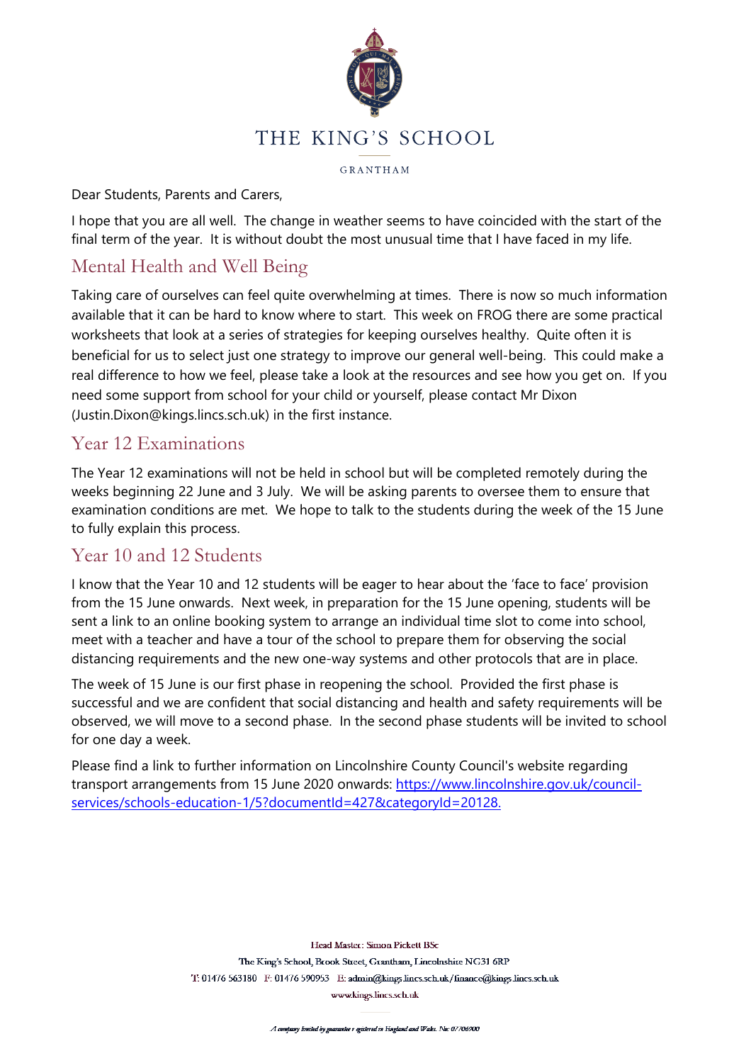# THE KING'S SCHOOL

GRANTHAM

Dear Students, Parents and Carers,

I hope that you are all well. The change in weather seems to have coincided with the start of the final term of the year. It is without doubt the most unusual time that I have faced in my life.

## Mental Health and Well Being

Taking care of ourselves can feel quite overwhelming at times. There is now so much information available that it can be hard to know where to start. This week on FROG there are some practical worksheets that look at a series of strategies for keeping ourselves healthy. Quite often it is beneficial for us to select just one strategy to improve our general well-being. This could make a real difference to how we feel, please take a look at the resources and see how you get on. If you need some support from school for your child or yourself, please contact Mr Dixon (Justin.Dixon@kings.lincs.sch.uk) in the first instance.

## Year 12 Examinations

The Year 12 examinations will not be held in school but will be completed remotely during the weeks beginning 22 June and 3 July. We will be asking parents to oversee them to ensure that examination conditions are met. We hope to talk to the students during the week of the 15 June to fully explain this process.

## Year 10 and 12 Students

I know that the Year 10 and 12 students will be eager to hear about the 'face to face' provision from the 15 June onwards. Next week, in preparation for the 15 June opening, students will be sent a link to an online booking system to arrange an individual time slot to come into school, meet with a teacher and have a tour of the school to prepare them for observing the social distancing requirements and the new one-way systems and other protocols that are in place.

The week of 15 June is our first phase in reopening the school. Provided the first phase is successful and we are confident that social distancing and health and safety requirements will be observed, we will move to a second phase. In the second phase students will be invited to school for one day a week.

Please find a link to further information on Lincolnshire County Council's website regarding transport arrangements from 15 June 2020 onwards: [https://www.lincolnshire.gov.uk/council-services/schools-education-1/5?documentId=427&categoryId=20128.](https://www.lincolnshire.gov.uk/council-services/schools-education-1/5?documentId=427&categoryId=20128)

Head Master: Simon Pickett BSc
The King's School, Brook Street, Grantham, Lincolnshire NG31 6RP
T: 01476 563180 F: 01476 590953 E: admin@kings.lincs.sch.uk/finance@kings.lincs.sch.uk
www.kings.lincs.sch.uk

A company limited by guarantee registered in England and Wales. No: 07706900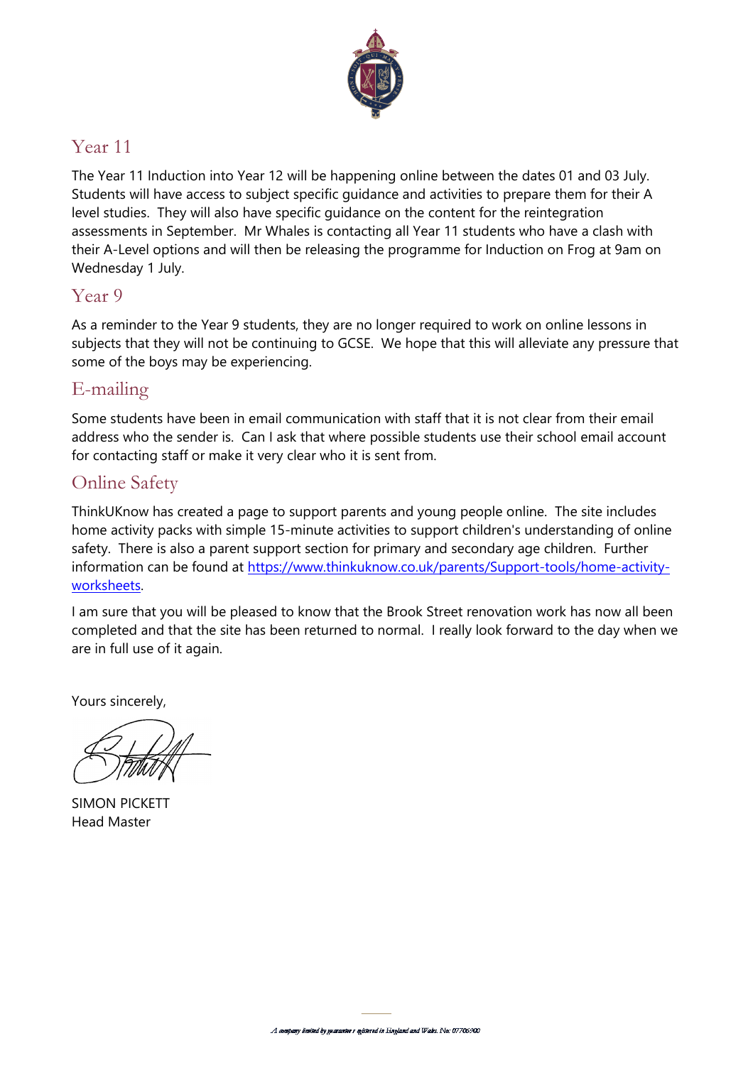## Year 11

The Year 11 Induction into Year 12 will be happening online between the dates 01 and 03 July. Students will have access to subject specific guidance and activities to prepare them for their A level studies. They will also have specific guidance on the content for the reintegration assessments in September. Mr Whales is contacting all Year 11 students who have a clash with their A-Level options and will then be releasing the programme for Induction on Frog at 9am on Wednesday 1 July.

## Year 9

As a reminder to the Year 9 students, they are no longer required to work on online lessons in subjects that they will not be continuing to GCSE. We hope that this will alleviate any pressure that some of the boys may be experiencing.

## E-mailing

Some students have been in email communication with staff that it is not clear from their email address who the sender is. Can I ask that where possible students use their school email account for contacting staff or make it very clear who it is sent from.

## Online Safety

ThinkUKnow has created a page to support parents and young people online. The site includes home activity packs with simple 15-minute activities to support children's understanding of online safety. There is also a parent support section for primary and secondary age children. Further information can be found at https://www.thinkuknow.co.uk/parents/Support-tools/home-activity-worksheets.

I am sure that you will be pleased to know that the Brook Street renovation work has now all been completed and that the site has been returned to normal. I really look forward to the day when we are in full use of it again.

Yours sincerely,

SIMON PICKETT
Head Master

A company limited by guarantee registered in England and Wales. No: 07706900